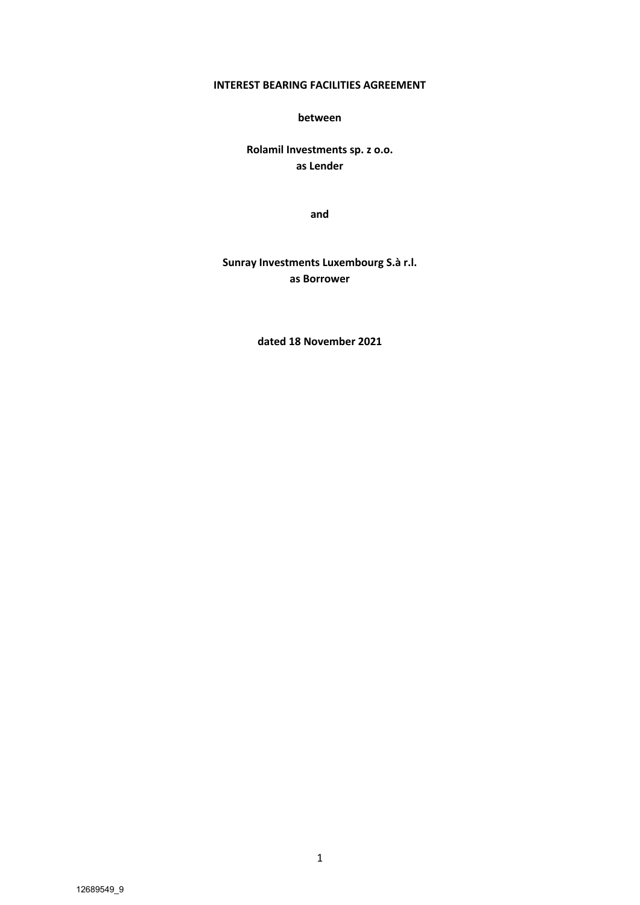**INTEREST BEARING FACILITIES AGREEMENT**

**between**

**Rolamil Investments sp. z o.o.**
**as Lender**

**and**

**Sunray Investments Luxembourg S.à r.l.**
**as Borrower**

**dated 18 November 2021**

12689549_9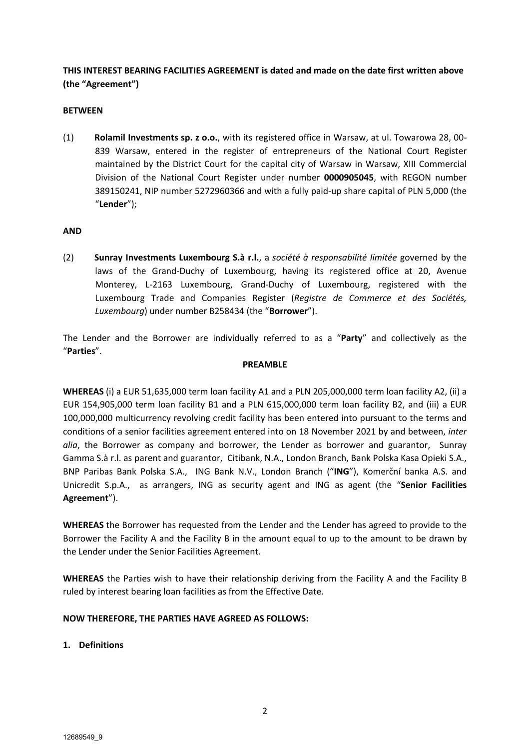**THIS INTEREST BEARING FACILITIES AGREEMENT is dated and made on the date first written above (the "Agreement")**

**BETWEEN**

(1) **Rolamil Investments sp. z o.o.**, with its registered office in Warsaw, at ul. Towarowa 28, 00-839 Warsaw, entered in the register of entrepreneurs of the National Court Register maintained by the District Court for the capital city of Warsaw in Warsaw, XIII Commercial Division of the National Court Register under number **0000905045**, with REGON number 389150241, NIP number 5272960366 and with a fully paid-up share capital of PLN 5,000 (the "**Lender**");

**AND**

(2) **Sunray Investments Luxembourg S.à r.l.**, a *société à responsabilité limitée* governed by the laws of the Grand-Duchy of Luxembourg, having its registered office at 20, Avenue Monterey, L-2163 Luxembourg, Grand-Duchy of Luxembourg, registered with the Luxembourg Trade and Companies Register (*Registre de Commerce et des Sociétés, Luxembourg*) under number B258434 (the "**Borrower**").

The Lender and the Borrower are individually referred to as a "**Party**" and collectively as the "**Parties**".

**PREAMBLE**

**WHEREAS** (i) a EUR 51,635,000 term loan facility A1 and a PLN 205,000,000 term loan facility A2, (ii) a EUR 154,905,000 term loan facility B1 and a PLN 615,000,000 term loan facility B2, and (iii) a EUR 100,000,000 multicurrency revolving credit facility has been entered into pursuant to the terms and conditions of a senior facilities agreement entered into on 18 November 2021 by and between, *inter alia*, the Borrower as company and borrower, the Lender as borrower and guarantor, Sunray Gamma S.à r.l. as parent and guarantor, Citibank, N.A., London Branch, Bank Polska Kasa Opieki S.A., BNP Paribas Bank Polska S.A., ING Bank N.V., London Branch ("**ING**"), Komerční banka A.S. and Unicredit S.p.A., as arrangers, ING as security agent and ING as agent (the "**Senior Facilities Agreement**").

**WHEREAS** the Borrower has requested from the Lender and the Lender has agreed to provide to the Borrower the Facility A and the Facility B in the amount equal to up to the amount to be drawn by the Lender under the Senior Facilities Agreement.

**WHEREAS** the Parties wish to have their relationship deriving from the Facility A and the Facility B ruled by interest bearing loan facilities as from the Effective Date.

**NOW THEREFORE, THE PARTIES HAVE AGREED AS FOLLOWS:**

**1. Definitions**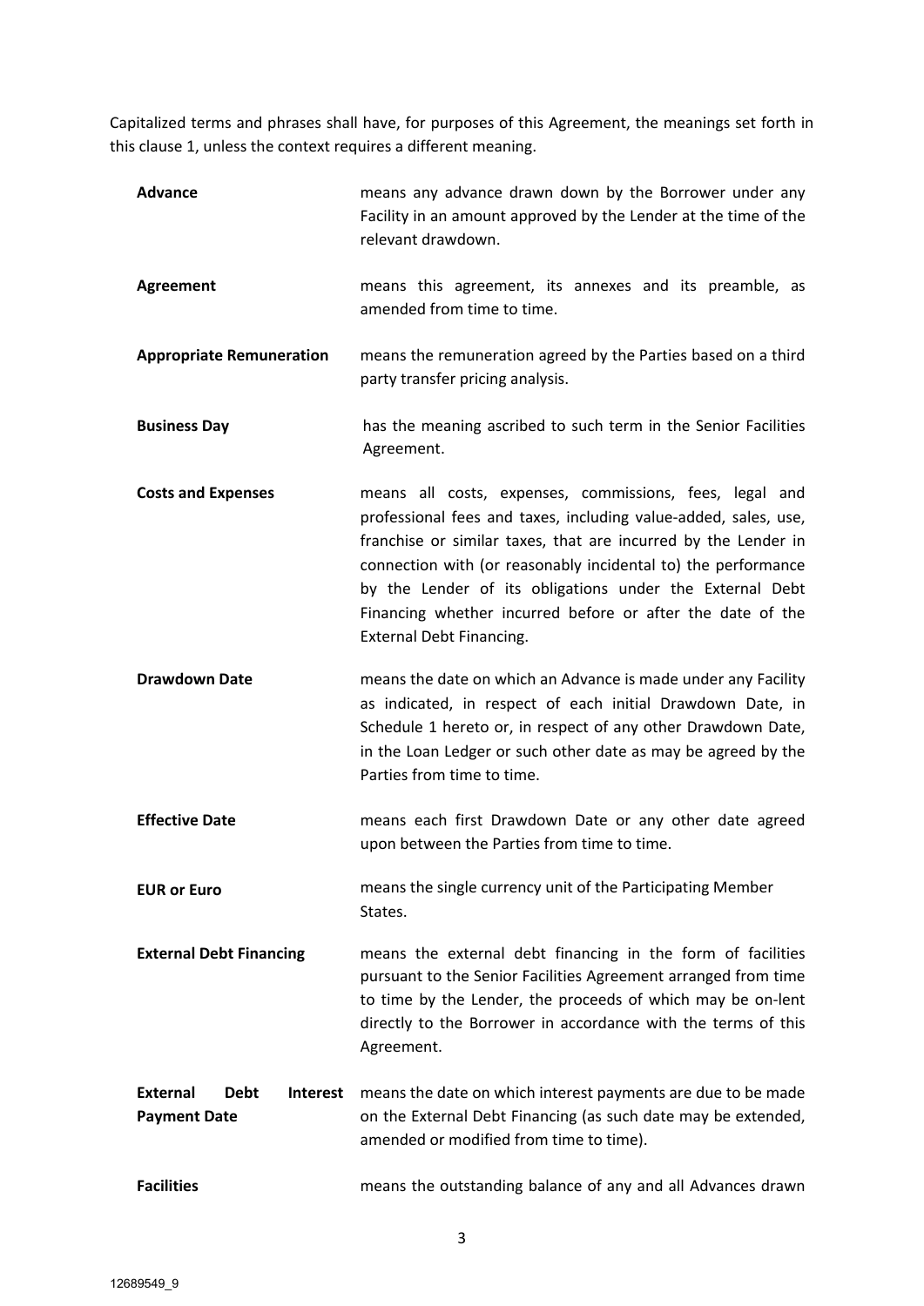Capitalized terms and phrases shall have, for purposes of this Agreement, the meanings set forth in this clause 1, unless the context requires a different meaning.

| | |
|---|---|
| **Advance** | means any advance drawn down by the Borrower under any Facility in an amount approved by the Lender at the time of the relevant drawdown. |
| **Agreement** | means this agreement, its annexes and its preamble, as amended from time to time. |
| **Appropriate Remuneration** | means the remuneration agreed by the Parties based on a third party transfer pricing analysis. |
| **Business Day** | has the meaning ascribed to such term in the Senior Facilities Agreement. |
| **Costs and Expenses** | means all costs, expenses, commissions, fees, legal and professional fees and taxes, including value-added, sales, use, franchise or similar taxes, that are incurred by the Lender in connection with (or reasonably incidental to) the performance by the Lender of its obligations under the External Debt Financing whether incurred before or after the date of the External Debt Financing. |
| **Drawdown Date** | means the date on which an Advance is made under any Facility as indicated, in respect of each initial Drawdown Date, in Schedule 1 hereto or, in respect of any other Drawdown Date, in the Loan Ledger or such other date as may be agreed by the Parties from time to time. |
| **Effective Date** | means each first Drawdown Date or any other date agreed upon between the Parties from time to time. |
| **EUR or Euro** | means the single currency unit of the Participating Member States. |
| **External Debt Financing** | means the external debt financing in the form of facilities pursuant to the Senior Facilities Agreement arranged from time to time by the Lender, the proceeds of which may be on-lent directly to the Borrower in accordance with the terms of this Agreement. |
| **External Debt Interest Payment Date** | means the date on which interest payments are due to be made on the External Debt Financing (as such date may be extended, amended or modified from time to time). |
| **Facilities** | means the outstanding balance of any and all Advances drawn |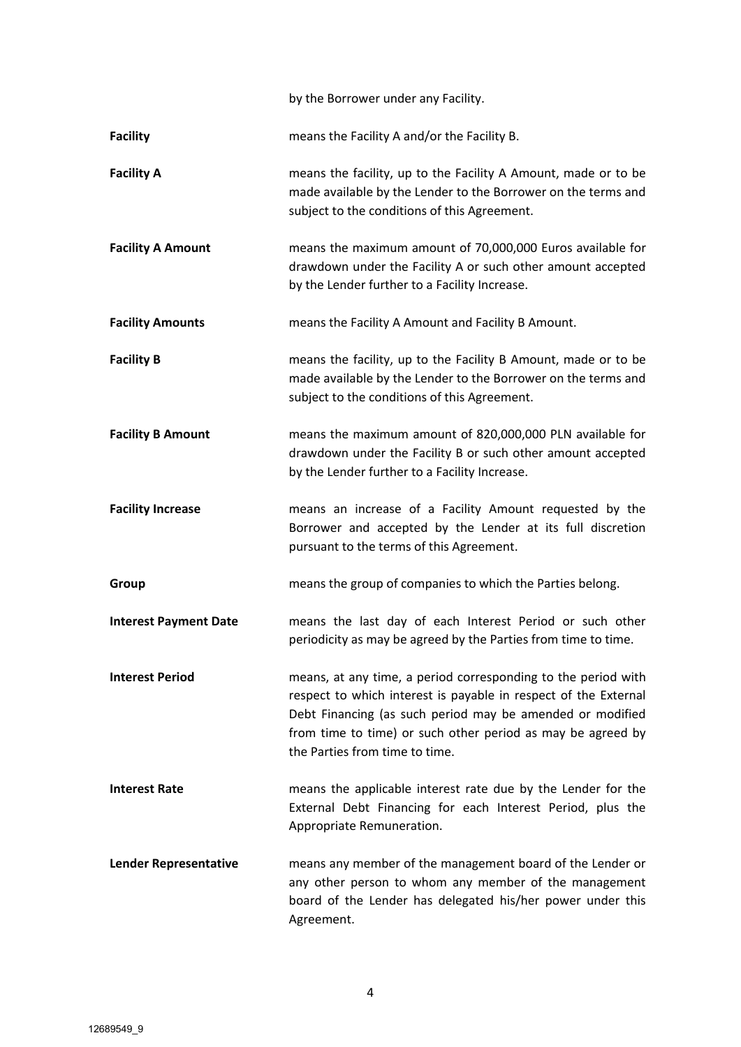by the Borrower under any Facility.

**Facility** means the Facility A and/or the Facility B.

**Facility A** means the facility, up to the Facility A Amount, made or to be made available by the Lender to the Borrower on the terms and subject to the conditions of this Agreement.

**Facility A Amount** means the maximum amount of 70,000,000 Euros available for drawdown under the Facility A or such other amount accepted by the Lender further to a Facility Increase.

**Facility Amounts** means the Facility A Amount and Facility B Amount.

**Facility B** means the facility, up to the Facility B Amount, made or to be made available by the Lender to the Borrower on the terms and subject to the conditions of this Agreement.

**Facility B Amount** means the maximum amount of 820,000,000 PLN available for drawdown under the Facility B or such other amount accepted by the Lender further to a Facility Increase.

**Facility Increase** means an increase of a Facility Amount requested by the Borrower and accepted by the Lender at its full discretion pursuant to the terms of this Agreement.

**Group** means the group of companies to which the Parties belong.

**Interest Payment Date** means the last day of each Interest Period or such other periodicity as may be agreed by the Parties from time to time.

**Interest Period** means, at any time, a period corresponding to the period with respect to which interest is payable in respect of the External Debt Financing (as such period may be amended or modified from time to time) or such other period as may be agreed by the Parties from time to time.

**Interest Rate** means the applicable interest rate due by the Lender for the External Debt Financing for each Interest Period, plus the Appropriate Remuneration.

**Lender Representative** means any member of the management board of the Lender or any other person to whom any member of the management board of the Lender has delegated his/her power under this Agreement.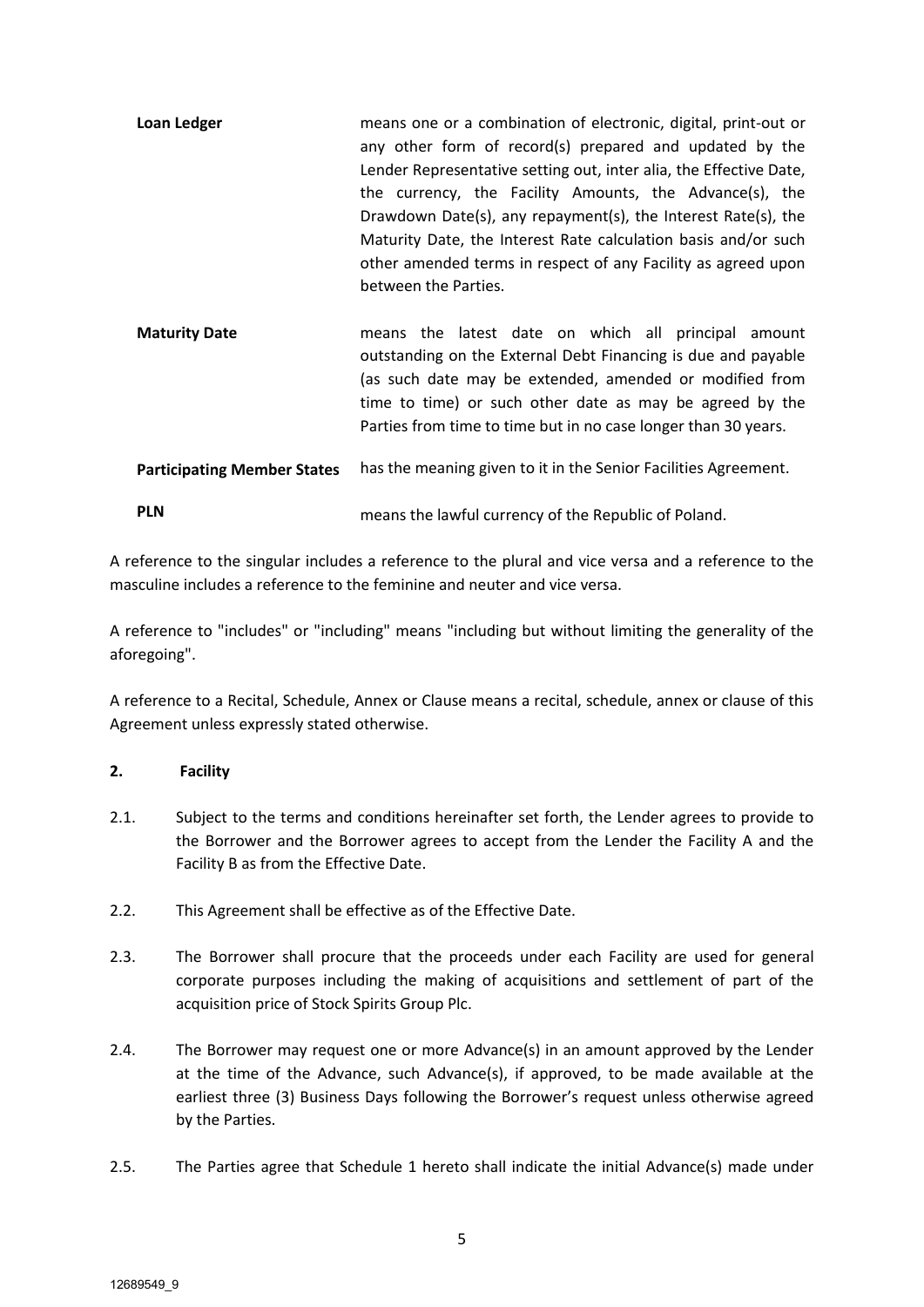| | |
|---|---|
| **Loan Ledger** | means one or a combination of electronic, digital, print-out or any other form of record(s) prepared and updated by the Lender Representative setting out, inter alia, the Effective Date, the currency, the Facility Amounts, the Advance(s), the Drawdown Date(s), any repayment(s), the Interest Rate(s), the Maturity Date, the Interest Rate calculation basis and/or such other amended terms in respect of any Facility as agreed upon between the Parties. |
| **Maturity Date** | means the latest date on which all principal amount outstanding on the External Debt Financing is due and payable (as such date may be extended, amended or modified from time to time) or such other date as may be agreed by the Parties from time to time but in no case longer than 30 years. |
| **Participating Member States** | has the meaning given to it in the Senior Facilities Agreement. |
| **PLN** | means the lawful currency of the Republic of Poland. |

A reference to the singular includes a reference to the plural and vice versa and a reference to the masculine includes a reference to the feminine and neuter and vice versa.

A reference to "includes" or "including" means "including but without limiting the generality of the aforegoing".

A reference to a Recital, Schedule, Annex or Clause means a recital, schedule, annex or clause of this Agreement unless expressly stated otherwise.

## 2. Facility

2.1. Subject to the terms and conditions hereinafter set forth, the Lender agrees to provide to the Borrower and the Borrower agrees to accept from the Lender the Facility A and the Facility B as from the Effective Date.

2.2. This Agreement shall be effective as of the Effective Date.

2.3. The Borrower shall procure that the proceeds under each Facility are used for general corporate purposes including the making of acquisitions and settlement of part of the acquisition price of Stock Spirits Group Plc.

2.4. The Borrower may request one or more Advance(s) in an amount approved by the Lender at the time of the Advance, such Advance(s), if approved, to be made available at the earliest three (3) Business Days following the Borrower's request unless otherwise agreed by the Parties.

2.5. The Parties agree that Schedule 1 hereto shall indicate the initial Advance(s) made under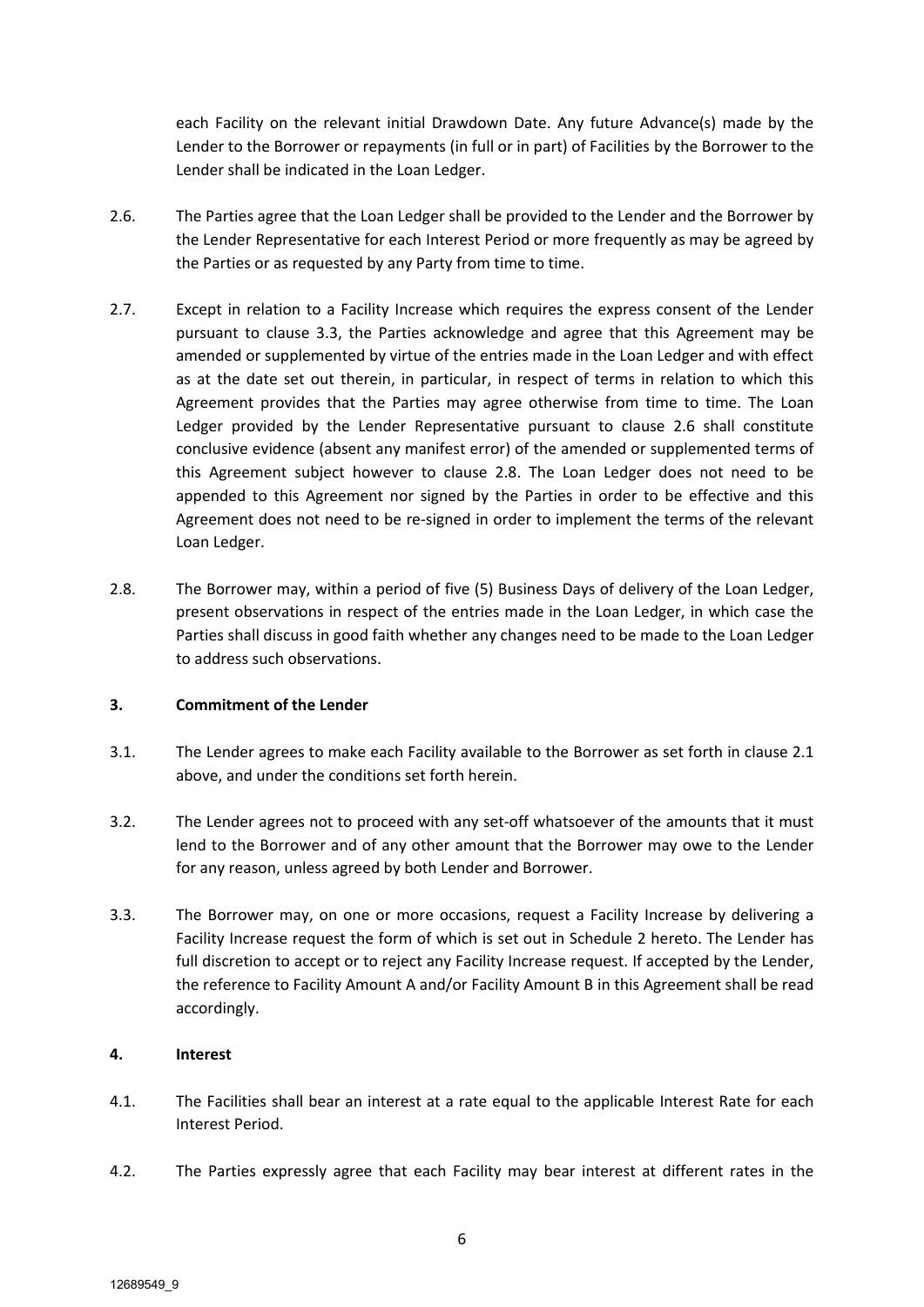each Facility on the relevant initial Drawdown Date. Any future Advance(s) made by the Lender to the Borrower or repayments (in full or in part) of Facilities by the Borrower to the Lender shall be indicated in the Loan Ledger.

2.6. The Parties agree that the Loan Ledger shall be provided to the Lender and the Borrower by the Lender Representative for each Interest Period or more frequently as may be agreed by the Parties or as requested by any Party from time to time.

2.7. Except in relation to a Facility Increase which requires the express consent of the Lender pursuant to clause 3.3, the Parties acknowledge and agree that this Agreement may be amended or supplemented by virtue of the entries made in the Loan Ledger and with effect as at the date set out therein, in particular, in respect of terms in relation to which this Agreement provides that the Parties may agree otherwise from time to time. The Loan Ledger provided by the Lender Representative pursuant to clause 2.6 shall constitute conclusive evidence (absent any manifest error) of the amended or supplemented terms of this Agreement subject however to clause 2.8. The Loan Ledger does not need to be appended to this Agreement nor signed by the Parties in order to be effective and this Agreement does not need to be re-signed in order to implement the terms of the relevant Loan Ledger.

2.8. The Borrower may, within a period of five (5) Business Days of delivery of the Loan Ledger, present observations in respect of the entries made in the Loan Ledger, in which case the Parties shall discuss in good faith whether any changes need to be made to the Loan Ledger to address such observations.

**3. Commitment of the Lender**

3.1. The Lender agrees to make each Facility available to the Borrower as set forth in clause 2.1 above, and under the conditions set forth herein.

3.2. The Lender agrees not to proceed with any set-off whatsoever of the amounts that it must lend to the Borrower and of any other amount that the Borrower may owe to the Lender for any reason, unless agreed by both Lender and Borrower.

3.3. The Borrower may, on one or more occasions, request a Facility Increase by delivering a Facility Increase request the form of which is set out in Schedule 2 hereto. The Lender has full discretion to accept or to reject any Facility Increase request. If accepted by the Lender, the reference to Facility Amount A and/or Facility Amount B in this Agreement shall be read accordingly.

**4. Interest**

4.1. The Facilities shall bear an interest at a rate equal to the applicable Interest Rate for each Interest Period.

4.2. The Parties expressly agree that each Facility may bear interest at different rates in the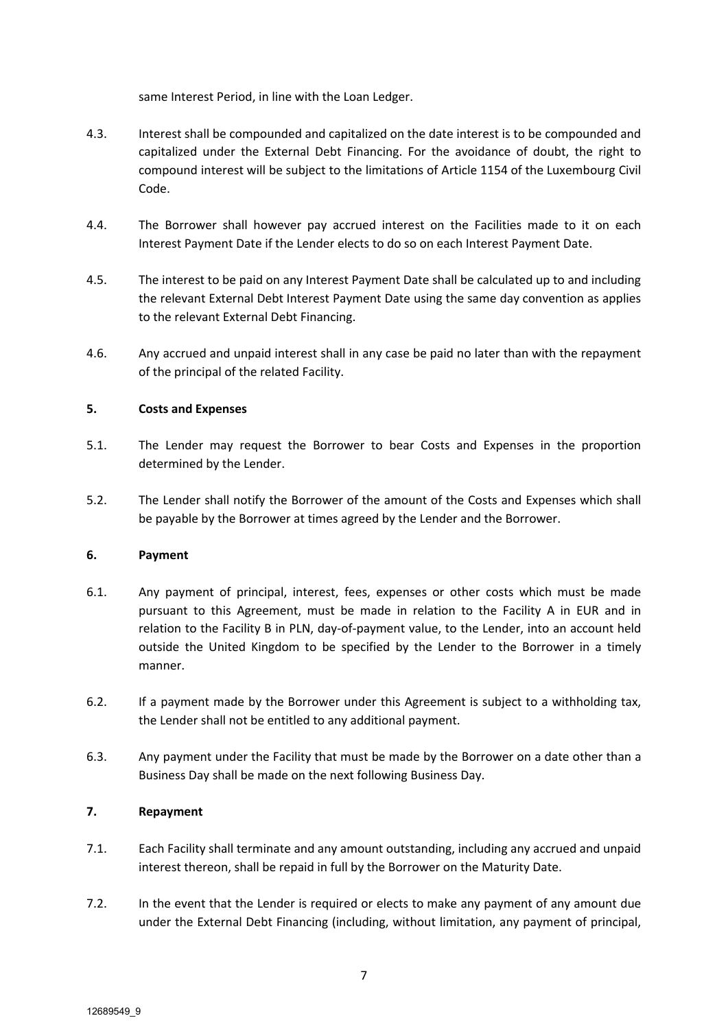same Interest Period, in line with the Loan Ledger.

4.3. Interest shall be compounded and capitalized on the date interest is to be compounded and capitalized under the External Debt Financing. For the avoidance of doubt, the right to compound interest will be subject to the limitations of Article 1154 of the Luxembourg Civil Code.

4.4. The Borrower shall however pay accrued interest on the Facilities made to it on each Interest Payment Date if the Lender elects to do so on each Interest Payment Date.

4.5. The interest to be paid on any Interest Payment Date shall be calculated up to and including the relevant External Debt Interest Payment Date using the same day convention as applies to the relevant External Debt Financing.

4.6. Any accrued and unpaid interest shall in any case be paid no later than with the repayment of the principal of the related Facility.

**5. Costs and Expenses**

5.1. The Lender may request the Borrower to bear Costs and Expenses in the proportion determined by the Lender.

5.2. The Lender shall notify the Borrower of the amount of the Costs and Expenses which shall be payable by the Borrower at times agreed by the Lender and the Borrower.

**6. Payment**

6.1. Any payment of principal, interest, fees, expenses or other costs which must be made pursuant to this Agreement, must be made in relation to the Facility A in EUR and in relation to the Facility B in PLN, day-of-payment value, to the Lender, into an account held outside the United Kingdom to be specified by the Lender to the Borrower in a timely manner.

6.2. If a payment made by the Borrower under this Agreement is subject to a withholding tax, the Lender shall not be entitled to any additional payment.

6.3. Any payment under the Facility that must be made by the Borrower on a date other than a Business Day shall be made on the next following Business Day.

**7. Repayment**

7.1. Each Facility shall terminate and any amount outstanding, including any accrued and unpaid interest thereon, shall be repaid in full by the Borrower on the Maturity Date.

7.2. In the event that the Lender is required or elects to make any payment of any amount due under the External Debt Financing (including, without limitation, any payment of principal,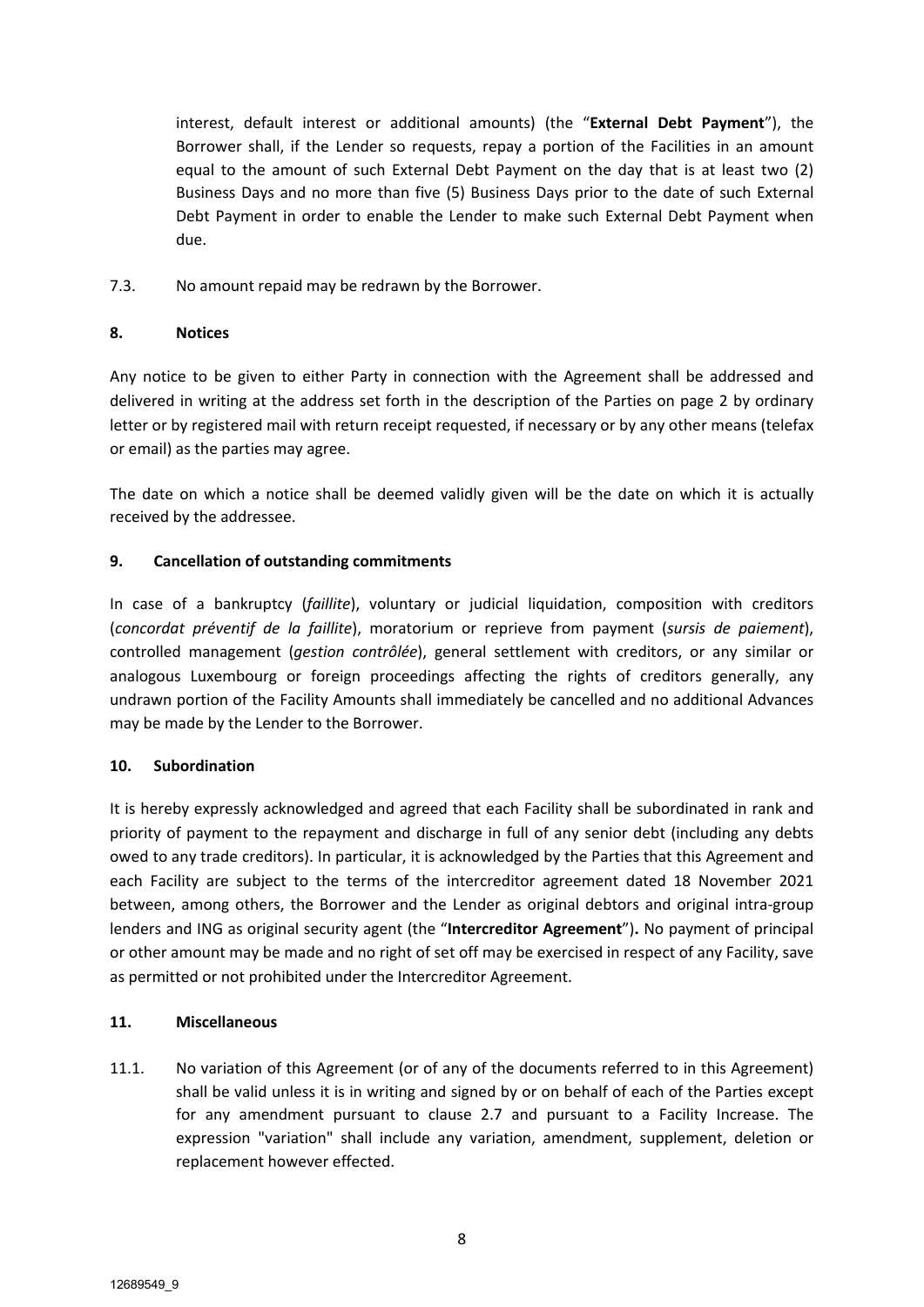interest, default interest or additional amounts) (the "**External Debt Payment**"), the Borrower shall, if the Lender so requests, repay a portion of the Facilities in an amount equal to the amount of such External Debt Payment on the day that is at least two (2) Business Days and no more than five (5) Business Days prior to the date of such External Debt Payment in order to enable the Lender to make such External Debt Payment when due.

7.3. No amount repaid may be redrawn by the Borrower.

## 8. Notices

Any notice to be given to either Party in connection with the Agreement shall be addressed and delivered in writing at the address set forth in the description of the Parties on page 2 by ordinary letter or by registered mail with return receipt requested, if necessary or by any other means (telefax or email) as the parties may agree.

The date on which a notice shall be deemed validly given will be the date on which it is actually received by the addressee.

## 9. Cancellation of outstanding commitments

In case of a bankruptcy (*faillite*), voluntary or judicial liquidation, composition with creditors (*concordat préventif de la faillite*), moratorium or reprieve from payment (*sursis de paiement*), controlled management (*gestion contrôlée*), general settlement with creditors, or any similar or analogous Luxembourg or foreign proceedings affecting the rights of creditors generally, any undrawn portion of the Facility Amounts shall immediately be cancelled and no additional Advances may be made by the Lender to the Borrower.

## 10. Subordination

It is hereby expressly acknowledged and agreed that each Facility shall be subordinated in rank and priority of payment to the repayment and discharge in full of any senior debt (including any debts owed to any trade creditors). In particular, it is acknowledged by the Parties that this Agreement and each Facility are subject to the terms of the intercreditor agreement dated 18 November 2021 between, among others, the Borrower and the Lender as original debtors and original intra-group lenders and ING as original security agent (the "**Intercreditor Agreement**")**.** No payment of principal or other amount may be made and no right of set off may be exercised in respect of any Facility, save as permitted or not prohibited under the Intercreditor Agreement.

## 11. Miscellaneous

11.1. No variation of this Agreement (or of any of the documents referred to in this Agreement) shall be valid unless it is in writing and signed by or on behalf of each of the Parties except for any amendment pursuant to clause 2.7 and pursuant to a Facility Increase. The expression "variation" shall include any variation, amendment, supplement, deletion or replacement however effected.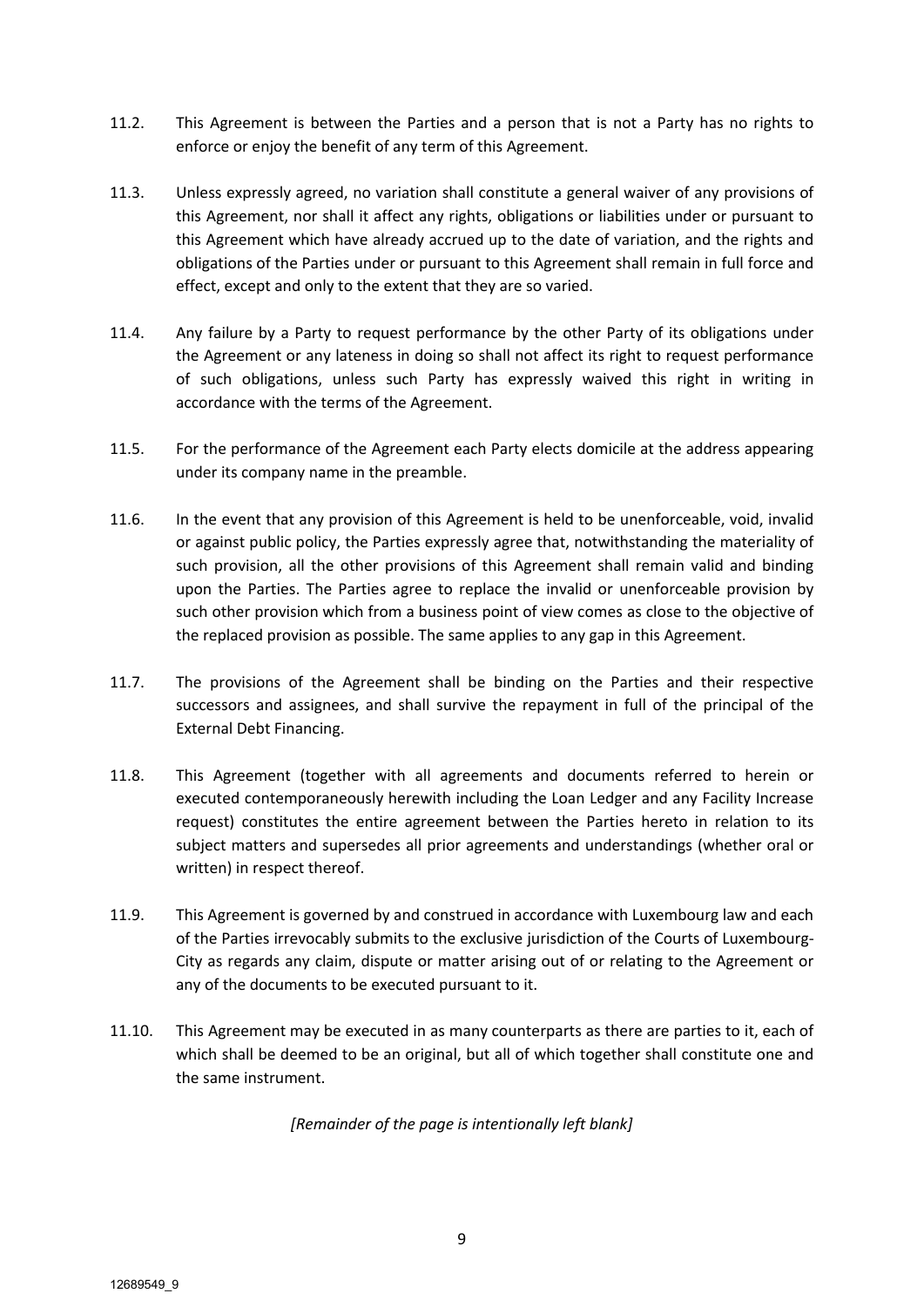11.2. This Agreement is between the Parties and a person that is not a Party has no rights to enforce or enjoy the benefit of any term of this Agreement.

11.3. Unless expressly agreed, no variation shall constitute a general waiver of any provisions of this Agreement, nor shall it affect any rights, obligations or liabilities under or pursuant to this Agreement which have already accrued up to the date of variation, and the rights and obligations of the Parties under or pursuant to this Agreement shall remain in full force and effect, except and only to the extent that they are so varied.

11.4. Any failure by a Party to request performance by the other Party of its obligations under the Agreement or any lateness in doing so shall not affect its right to request performance of such obligations, unless such Party has expressly waived this right in writing in accordance with the terms of the Agreement.

11.5. For the performance of the Agreement each Party elects domicile at the address appearing under its company name in the preamble.

11.6. In the event that any provision of this Agreement is held to be unenforceable, void, invalid or against public policy, the Parties expressly agree that, notwithstanding the materiality of such provision, all the other provisions of this Agreement shall remain valid and binding upon the Parties. The Parties agree to replace the invalid or unenforceable provision by such other provision which from a business point of view comes as close to the objective of the replaced provision as possible. The same applies to any gap in this Agreement.

11.7. The provisions of the Agreement shall be binding on the Parties and their respective successors and assignees, and shall survive the repayment in full of the principal of the External Debt Financing.

11.8. This Agreement (together with all agreements and documents referred to herein or executed contemporaneously herewith including the Loan Ledger and any Facility Increase request) constitutes the entire agreement between the Parties hereto in relation to its subject matters and supersedes all prior agreements and understandings (whether oral or written) in respect thereof.

11.9. This Agreement is governed by and construed in accordance with Luxembourg law and each of the Parties irrevocably submits to the exclusive jurisdiction of the Courts of Luxembourg-City as regards any claim, dispute or matter arising out of or relating to the Agreement or any of the documents to be executed pursuant to it.

11.10. This Agreement may be executed in as many counterparts as there are parties to it, each of which shall be deemed to be an original, but all of which together shall constitute one and the same instrument.

*[Remainder of the page is intentionally left blank]*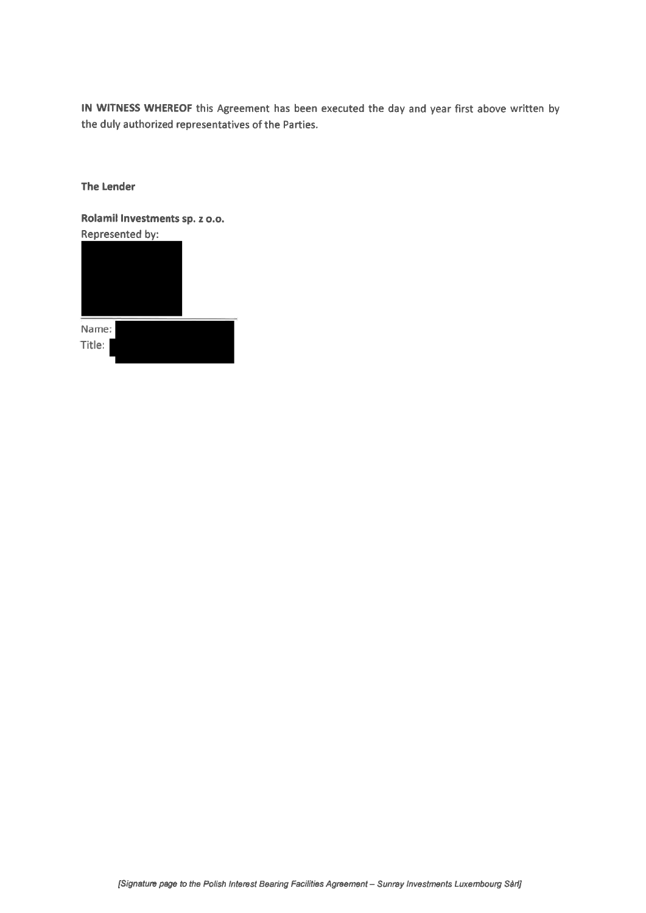**IN WITNESS WHEREOF** this Agreement has been executed the day and year first above written by the duly authorized representatives of the Parties.

**The Lender**

**Rolamil Investments sp. z o.o.**

Represented by:

\_\_\_\_\_\_\_\_\_\_\_\_\_\_\_\_\_\_\_\_\_\_\_\_\_\_\_\_

Name:

Title:

*[Signature page to the Polish Interest Bearing Facilities Agreement – Sunray Investments Luxembourg Sàrl]*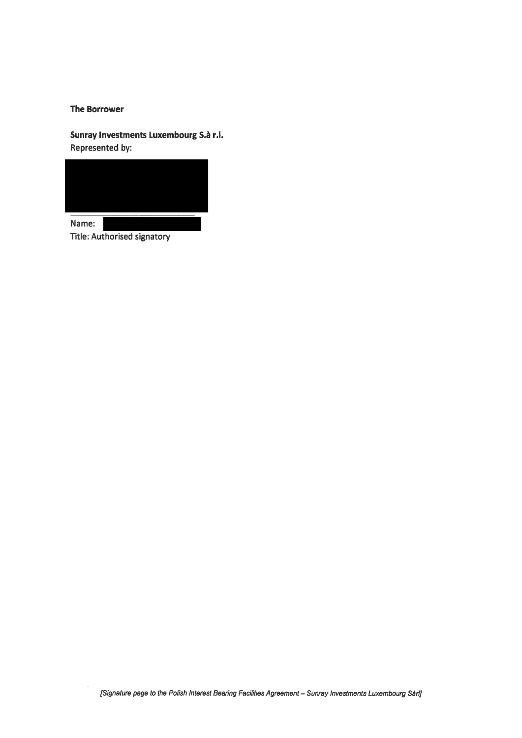**The Borrower**

**Sunray Investments Luxembourg S.à r.l.**
Represented by:

\_\_\_\_\_\_\_\_\_\_\_\_\_\_\_\_\_\_\_\_\_\_\_\_\_\_\_\_
Name:
Title: Authorised signatory

*[Signature page to the Polish Interest Bearing Facilities Agreement – Sunray Investments Luxembourg Sàrl]*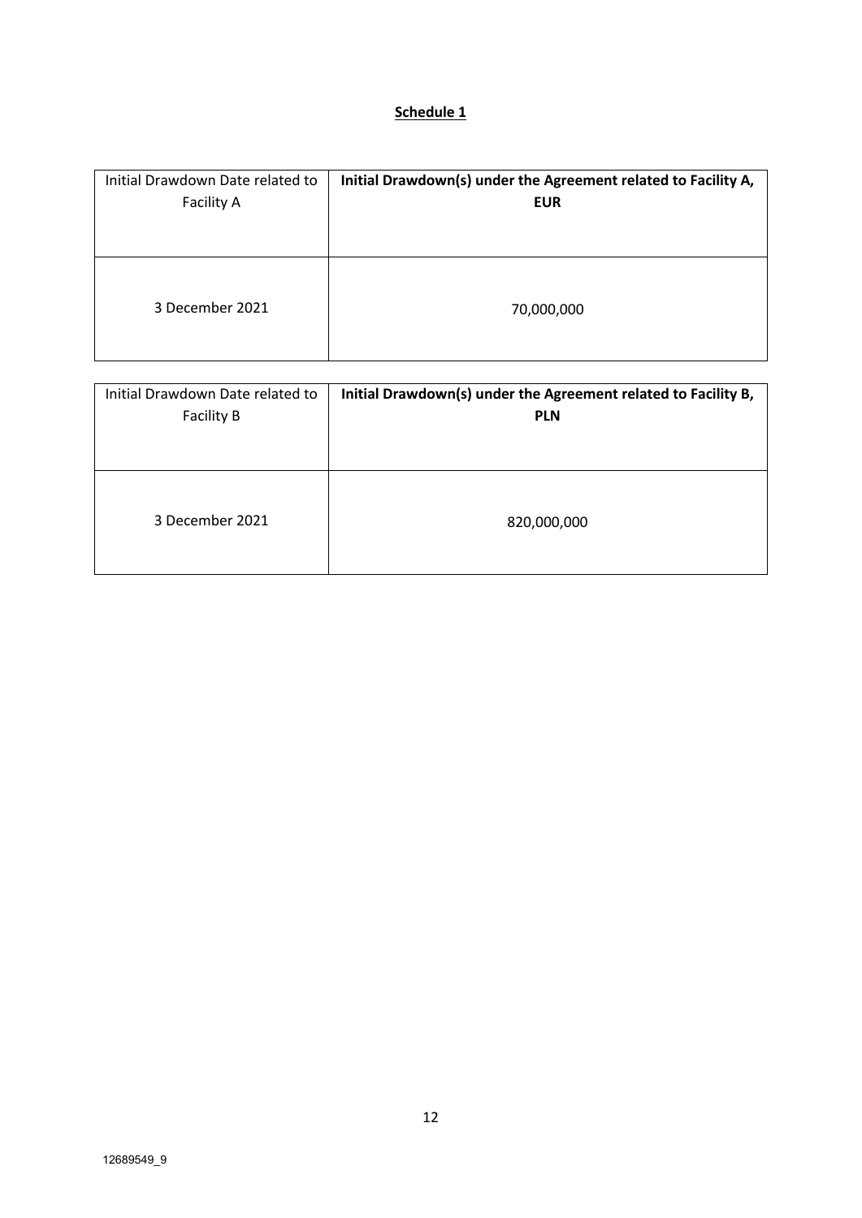# **Schedule 1**

| Initial Drawdown Date related to Facility A | **Initial Drawdown(s) under the Agreement related to Facility A, EUR** |
|---|---|
| 3 December 2021 | 70,000,000 |

| Initial Drawdown Date related to Facility B | **Initial Drawdown(s) under the Agreement related to Facility B, PLN** |
|---|---|
| 3 December 2021 | 820,000,000 |

12689549_9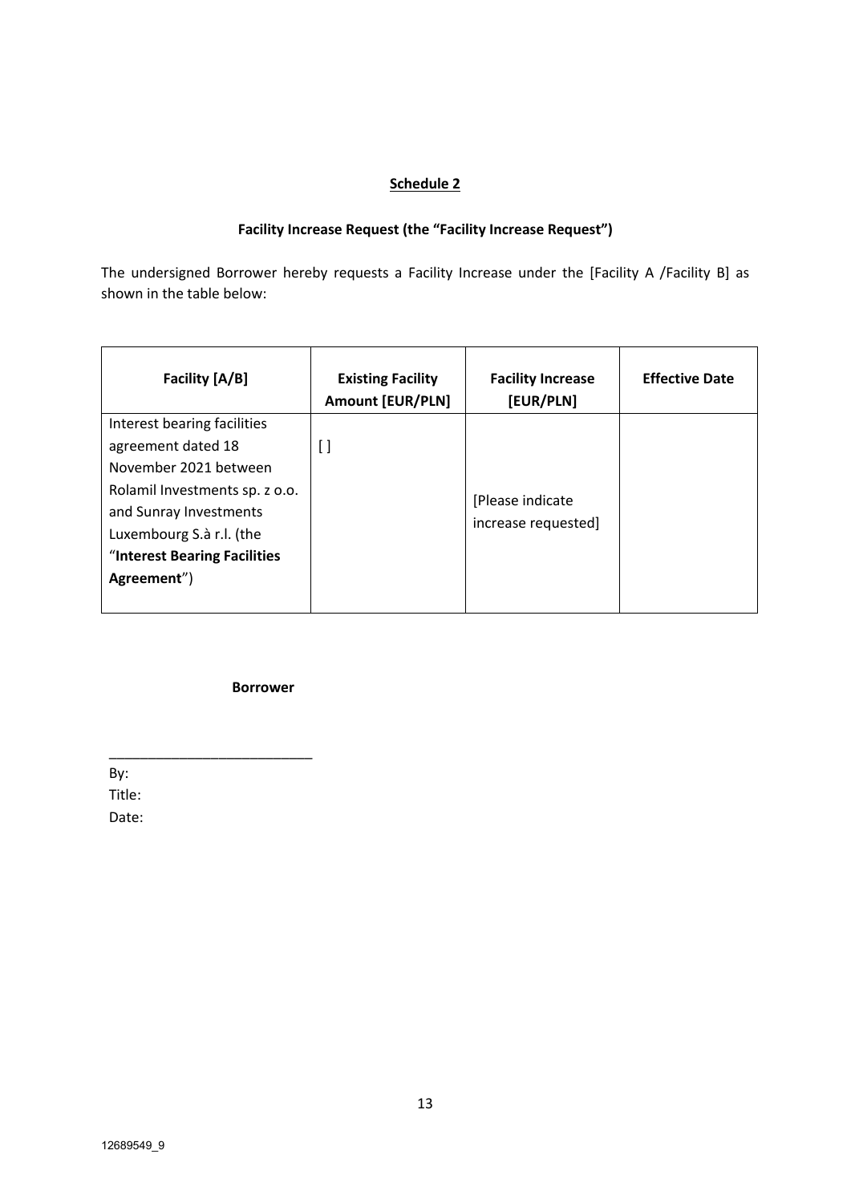## Schedule 2

### Facility Increase Request (the "Facility Increase Request")

The undersigned Borrower hereby requests a Facility Increase under the [Facility A /Facility B] as shown in the table below:

| Facility [A/B] | Existing Facility Amount [EUR/PLN] | Facility Increase [EUR/PLN] | Effective Date |
|---|---|---|---|
| Interest bearing facilities agreement dated 18 November 2021 between Rolamil Investments sp. z o.o. and Sunray Investments Luxembourg S.à r.l. (the "**Interest Bearing Facilities Agreement**") | [ ] | [Please indicate increase requested] | |

**Borrower**

\_\_\_\_\_\_\_\_\_\_\_\_\_\_\_\_\_\_\_\_\_\_\_\_\_\_

By:

Title:

Date:

12689549_9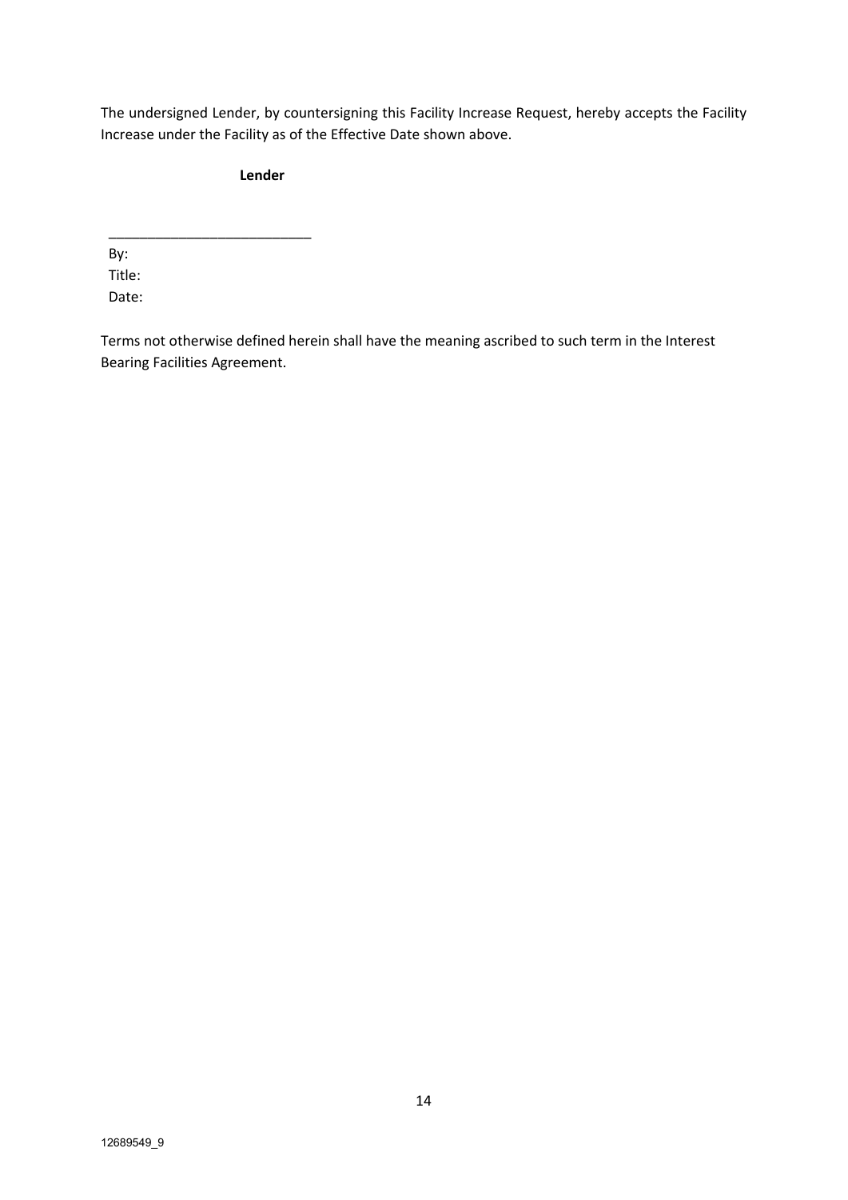The undersigned Lender, by countersigning this Facility Increase Request, hereby accepts the Facility Increase under the Facility as of the Effective Date shown above.

**Lender**

___________________________

By:

Title:

Date:

Terms not otherwise defined herein shall have the meaning ascribed to such term in the Interest Bearing Facilities Agreement.

12689549_9